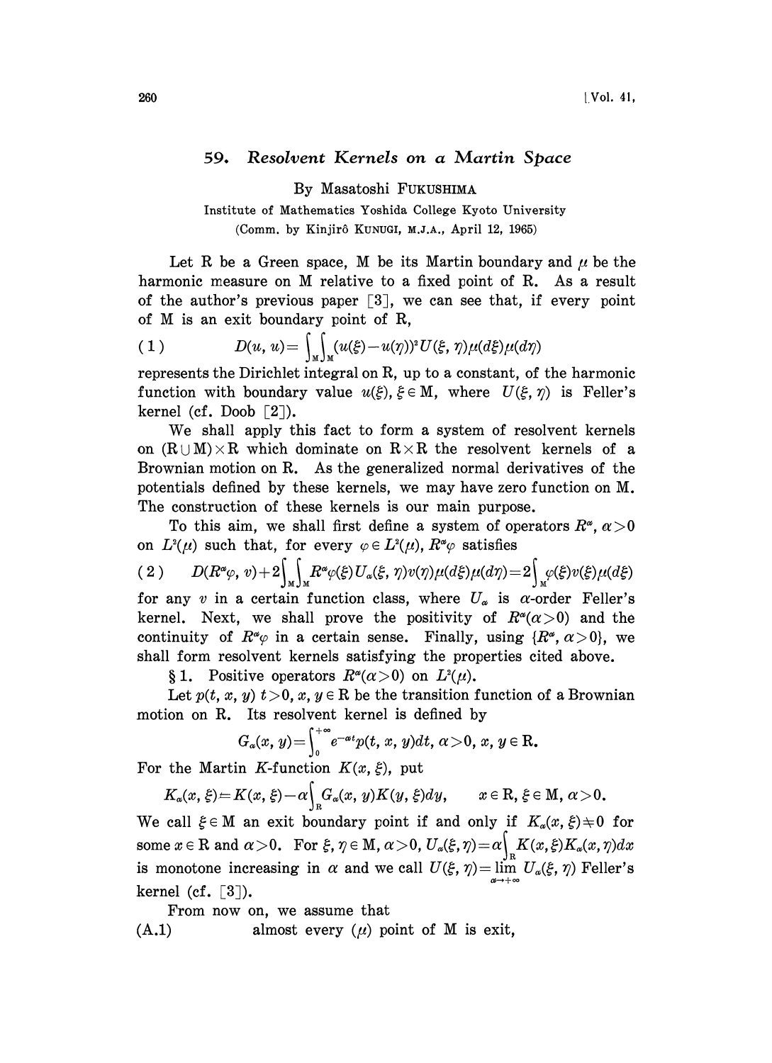# 59. *Resolvent Kernels on a Martin Space*

By Masatoshi FUKUSHIMA

Institute of Mathematics Yoshida College Kyoto University

(Comm. by Kinjirô KUNUGI, M.J.A., April 12, 1965)

Let R be a Green space, M be its Martin boundary and $\mu$ be the harmonic measure on M relative to a fixed point of R. As a result of the author's previous paper [3], we can see that, if every point of M is an exit boundary point of R,

$$D(u, u)=\int_{M}\int_{M}(u(\xi)-u(\eta))^2 U(\xi, \eta)\mu(d\xi)\mu(d\eta) \tag{1}$$

represents the Dirichlet integral on R, up to a constant, of the harmonic function with boundary value $u(\xi)$, $\xi \in M$, where $U(\xi, \eta)$ is Feller's kernel (cf. Doob [2]).

We shall apply this fact to form a system of resolvent kernels on $(R \cup M)\times R$ which dominate on $R\times R$ the resolvent kernels of a Brownian motion on R. As the generalized normal derivatives of the potentials defined by these kernels, we may have zero function on M. The construction of these kernels is our main purpose.

To this aim, we shall first define a system of operators $R^\alpha$, $\alpha>0$ on $L^2(\mu)$ such that, for every $\varphi \in L^2(\mu)$, $R^\alpha\varphi$ satisfies

$$D(R^\alpha\varphi, v)+2\int_{M}\int_{M}R^\alpha\varphi(\xi)U_\alpha(\xi, \eta)v(\eta)\mu(d\xi)\mu(d\eta)=2\int_{M}\varphi(\xi)v(\xi)\mu(d\xi) \tag{2}$$

for any $v$ in a certain function class, where $U_\alpha$ is $\alpha$-order Feller's kernel. Next, we shall prove the positivity of $R^\alpha(\alpha>0)$ and the continuity of $R^\alpha\varphi$ in a certain sense. Finally, using $\{R^\alpha, \alpha>0\}$, we shall form resolvent kernels satisfying the properties cited above.

§1. Positive operators $R^\alpha(\alpha>0)$ on $L^2(\mu)$.

Let $p(t, x, y)$ $t>0$, $x, y \in R$ be the transition function of a Brownian motion on R. Its resolvent kernel is defined by

$$G_\alpha(x, y)=\int_0^{+\infty}e^{-\alpha t}p(t, x, y)dt, \quad \alpha>0,\ x, y \in R.$$

For the Martin $K$-function $K(x, \xi)$, put

$$K_\alpha(x, \xi)=K(x, \xi)-\alpha\int_{R}G_\alpha(x, y)K(y, \xi)dy, \qquad x \in R,\ \xi \in M,\ \alpha>0.$$

We call $\xi \in M$ an exit boundary point if and only if $K_\alpha(x, \xi)\neq 0$ for some $x \in R$ and $\alpha>0$. For $\xi, \eta \in M$, $\alpha>0$, $U_\alpha(\xi, \eta)=\alpha\int_{R}K(x, \xi)K_\alpha(x, \eta)dx$ is monotone increasing in $\alpha$ and we call $U(\xi, \eta)=\lim_{\alpha\to+\infty}U_\alpha(\xi, \eta)$ Feller's kernel (cf. [3]).

From now on, we assume that

(A.1) almost every $(\mu)$ point of M is exit,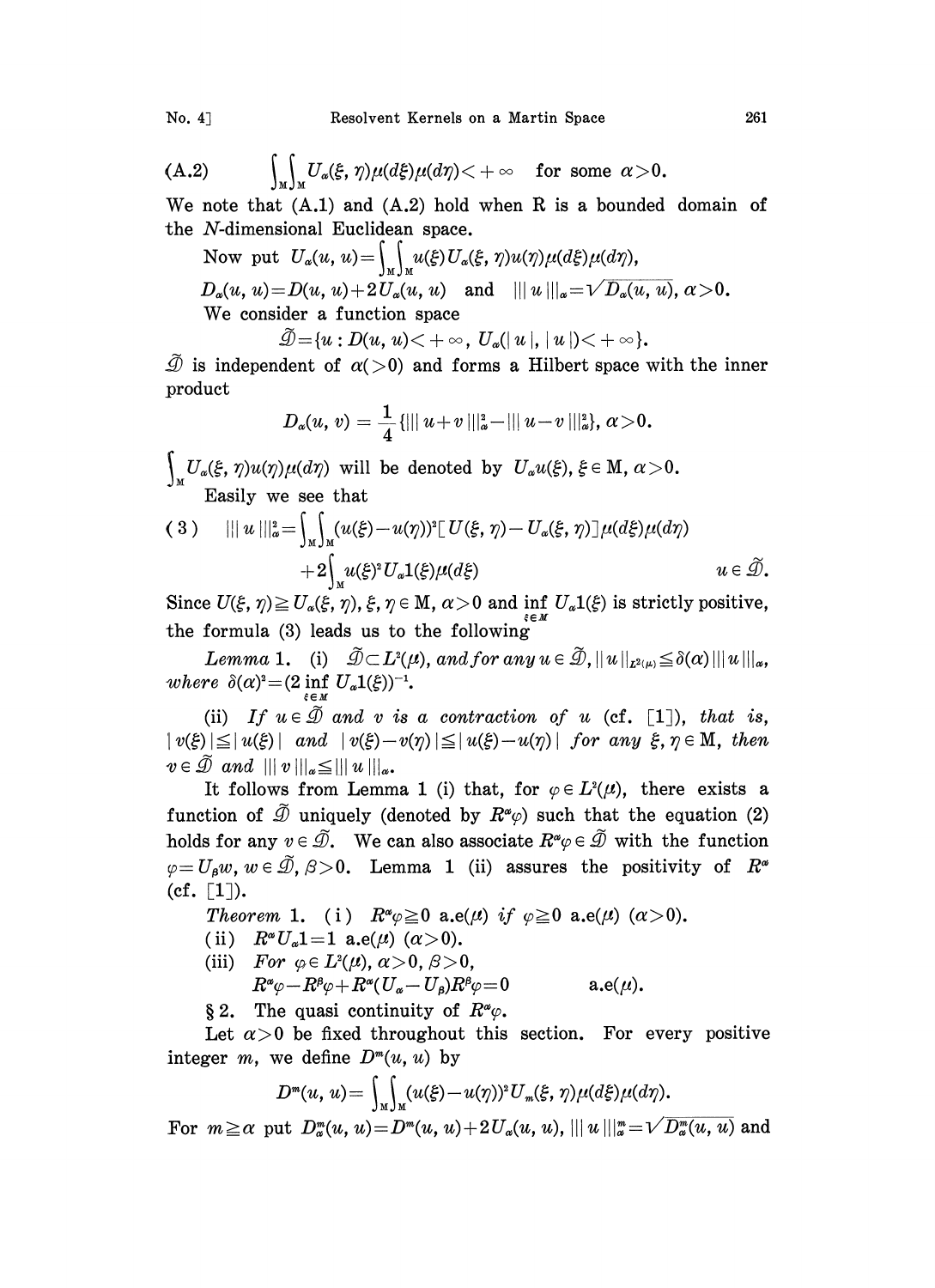$$\text{(A.2)} \qquad \int_{\mathrm{M}}\int_{\mathrm{M}} U_\alpha(\xi, \eta)\mu(d\xi)\mu(d\eta) < +\infty \quad \text{for some } \alpha > 0.$$

We note that (A.1) and (A.2) hold when R is a bounded domain of the $N$-dimensional Euclidean space.

Now put $U_\alpha(u, u) = \int_{\mathrm{M}}\int_{\mathrm{M}} u(\xi) U_\alpha(\xi, \eta) u(\eta)\mu(d\xi)\mu(d\eta)$,

$D_\alpha(u, u) = D(u, u) + 2U_\alpha(u, u)$ and $|||u|||_\alpha = \sqrt{D_\alpha(u, u)}$, $\alpha > 0$.

We consider a function space

$$\widetilde{\mathscr{D}} = \{u : D(u, u) < +\infty,\ U_\alpha(|u|, |u|) < +\infty\}.$$

$\widetilde{\mathscr{D}}$ is independent of $\alpha (>0)$ and forms a Hilbert space with the inner product

$$D_\alpha(u, v) = \frac{1}{4}\{|||u+v|||_\alpha^2 - |||u-v|||_\alpha^2\},\ \alpha > 0.$$

$\int_{\mathrm{M}} U_\alpha(\xi, \eta) u(\eta)\mu(d\eta)$ will be denoted by $U_\alpha u(\xi)$, $\xi \in \mathrm{M}$, $\alpha > 0$.

Easily we see that

$$\text{(3)} \qquad |||u|||_\alpha^2 = \int_{\mathrm{M}}\int_{\mathrm{M}} (u(\xi) - u(\eta))^2 [U(\xi, \eta) - U_\alpha(\xi, \eta)]\mu(d\xi)\mu(d\eta) + 2\int_{\mathrm{M}} u(\xi)^2 U_\alpha 1(\xi)\mu(d\xi) \qquad u \in \widetilde{\mathscr{D}}.$$

Since $U(\xi, \eta) \geqq U_\alpha(\xi, \eta)$, $\xi, \eta \in \mathrm{M}$, $\alpha > 0$ and $\inf_{\xi \in M} U_\alpha 1(\xi)$ is strictly positive, the formula (3) leads us to the following

*Lemma* 1. (i) *$\widetilde{\mathscr{D}} \subset L^2(\mu)$, and for any $u \in \widetilde{\mathscr{D}}$, $\|u\|_{L^2(\mu)} \leqq \delta(\alpha)|||u|||_\alpha$, where $\delta(\alpha)^2 = (2\inf_{\xi \in M} U_\alpha 1(\xi))^{-1}$.*

(ii) *If $u \in \widetilde{\mathscr{D}}$ and $v$ is a contraction of $u$ (cf. [1]), that is, $|v(\xi)| \leqq |u(\xi)|$ and $|v(\xi) - v(\eta)| \leqq |u(\xi) - u(\eta)|$ for any $\xi, \eta \in \mathrm{M}$, then $v \in \widetilde{\mathscr{D}}$ and $|||v|||_\alpha \leqq |||u|||_\alpha$.*

It follows from Lemma 1 (i) that, for $\varphi \in L^2(\mu)$, there exists a function of $\widetilde{\mathscr{D}}$ uniquely (denoted by $R^\alpha\varphi$) such that the equation (2) holds for any $v \in \widetilde{\mathscr{D}}$. We can also associate $R^\alpha\varphi \in \widetilde{\mathscr{D}}$ with the function $\varphi = U_\beta w$, $w \in \widetilde{\mathscr{D}}$, $\beta > 0$. Lemma 1 (ii) assures the positivity of $R^\alpha$ (cf. [1]).

*Theorem* 1. (i) *$R^\alpha\varphi \geqq 0$ a.e.$(\mu)$ if $\varphi \geqq 0$ a.e.$(\mu)$ $(\alpha > 0)$.*

(ii) *$R^\alpha U_\alpha 1 = 1$ a.e.$(\mu)$ $(\alpha > 0)$.*

(iii) *For $\varphi \in L^2(\mu)$, $\alpha > 0$, $\beta > 0$,*

$$R^\alpha\varphi - R^\beta\varphi + R^\alpha(U_\alpha - U_\beta)R^\beta\varphi = 0 \qquad \text{a.e.}(\mu).$$

## § 2. The quasi continuity of $R^\alpha\varphi$.

Let $\alpha > 0$ be fixed throughout this section. For every positive integer $m$, we define $D^m(u, u)$ by

$$D^m(u, u) = \int_{\mathrm{M}}\int_{\mathrm{M}} (u(\xi) - u(\eta))^2 U_m(\xi, \eta)\mu(d\xi)\mu(d\eta).$$

For $m \geqq \alpha$ put $D_\alpha^m(u, u) = D^m(u, u) + 2U_\alpha(u, u)$, $|||u|||_\alpha^m = \sqrt{D_\alpha^m(u, u)}$ and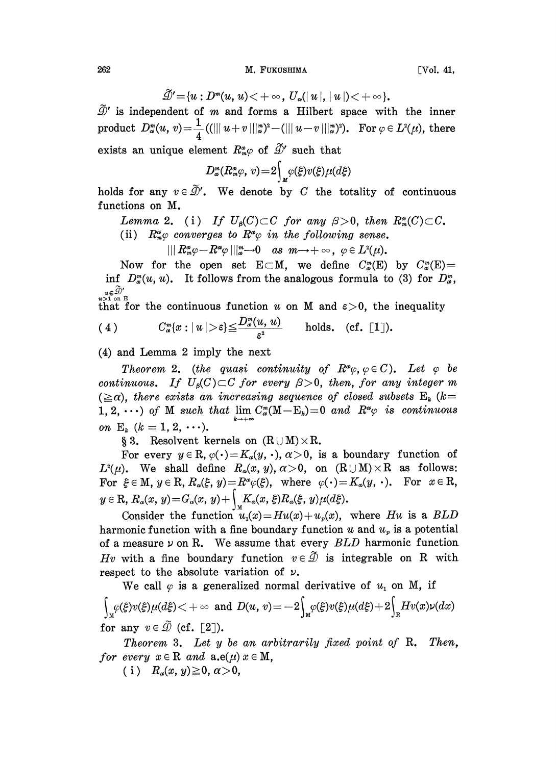$$\tilde{\mathscr{D}}' = \{u : D^m(u, u) < +\infty,\ U_\alpha(|u|, |u|) < +\infty\}.$$

$\tilde{\mathscr{D}}'$ is independent of $m$ and forms a Hilbert space with the inner product $D^m_\alpha(u, v) = \frac{1}{4}((|||u+v|||^m_\alpha)^2 - (|||u-v|||^m_\alpha)^2)$. For $\varphi \in L^2(\mu)$, there exists an unique element $R^\alpha_m \varphi$ of $\tilde{\mathscr{D}}'$ such that

$$D^m_\alpha(R^\alpha_m \varphi, v) = 2\int_M \varphi(\xi) v(\xi) \mu(d\xi)$$

holds for any $v \in \tilde{\mathscr{D}}'$. We denote by $C$ the totality of continuous functions on M.

*Lemma* 2. (i) *If $U_\beta(C) \subset C$ for any $\beta > 0$, then $R^\alpha_m(C) \subset C$.*

(ii) *$R^\alpha_m \varphi$ converges to $R^\alpha \varphi$ in the following sense.*

$$|||R^\alpha_m \varphi - R^\alpha \varphi|||^m_\alpha \to 0 \quad \text{as } m \to +\infty,\ \varphi \in L^2(\mu).$$

Now for the open set $\mathrm{E} \subset \mathrm{M}$, we define $C^m_\alpha(\mathrm{E})$ by $C^m_\alpha(\mathrm{E}) = \inf_{\substack{u \in \tilde{\mathscr{D}}' \\ u > 1 \text{ on E}}} D^m_\alpha(u, u)$. It follows from the analogous formula to (3) for $D^m_\alpha$, that for the continuous function $u$ on M and $\varepsilon > 0$, the inequality

$$C^m_\alpha\{x : |u| > \varepsilon\} \leqq \frac{D^m_\alpha(u, u)}{\varepsilon^2} \quad \text{holds. (cf. [1]).} \tag{4}$$

(4) and Lemma 2 imply the next

*Theorem* 2. (*the quasi continuity of $R^\alpha \varphi$, $\varphi \in C$*). *Let $\varphi$ be continuous. If $U_\beta(C) \subset C$ for every $\beta > 0$, then, for any integer $m$ $(\geqq \alpha)$, there exists an increasing sequence of closed subsets $\mathrm{E}_k$ $(k = 1, 2, \cdots)$ of M such that $\lim_{k \to +\infty} C^m_\alpha(\mathrm{M} - \mathrm{E}_k) = 0$ and $R^\alpha \varphi$ is continuous on $\mathrm{E}_k$ $(k = 1, 2, \cdots)$.*

## § 3. Resolvent kernels on $(\mathrm{R} \cup \mathrm{M}) \times \mathrm{R}$.

For every $y \in \mathrm{R}$, $\varphi(\cdot) = K_\alpha(y, \cdot)$, $\alpha > 0$, is a boundary function of $L^2(\mu)$. We shall define $R_\alpha(x, y)$, $\alpha > 0$, on $(\mathrm{R} \cup \mathrm{M}) \times \mathrm{R}$ as follows: For $\xi \in \mathrm{M}$, $y \in \mathrm{R}$, $R_\alpha(\xi, y) = R^\alpha \varphi(\xi)$, where $\varphi(\cdot) = K_\alpha(y, \cdot)$. For $x \in \mathrm{R}$, $y \in \mathrm{R}$, $R_\alpha(x, y) = G_\alpha(x, y) + \int_M K_\alpha(x, \xi) R_\alpha(\xi, y) \mu(d\xi)$.

Consider the function $u_1(x) = Hu(x) + u_p(x)$, where $Hu$ is a *BLD* harmonic function with a fine boundary function $u$ and $u_p$ is a potential of a measure $\nu$ on R. We assume that every *BLD* harmonic function $Hv$ with a fine boundary function $v \in \tilde{\mathscr{D}}$ is integrable on R with respect to the absolute variation of $\nu$.

We call $\varphi$ is a generalized normal derivative of $u_1$ on M, if

$\int_M \varphi(\xi) v(\xi) \mu(d\xi) < +\infty$ and $D(u, v) = -2\int_M \varphi(\xi) v(\xi) \mu(d\xi) + 2\int_R Hv(x) \nu(dx)$

for any $v \in \tilde{\mathscr{D}}$ (cf. [2]).

*Theorem* 3. *Let $y$ be an arbitrarily fixed point of* R. *Then, for every $x \in \mathrm{R}$ and a.e.$(\mu)$ $x \in \mathrm{M}$,*

(i) $R_\alpha(x, y) \geqq 0$, $\alpha > 0$,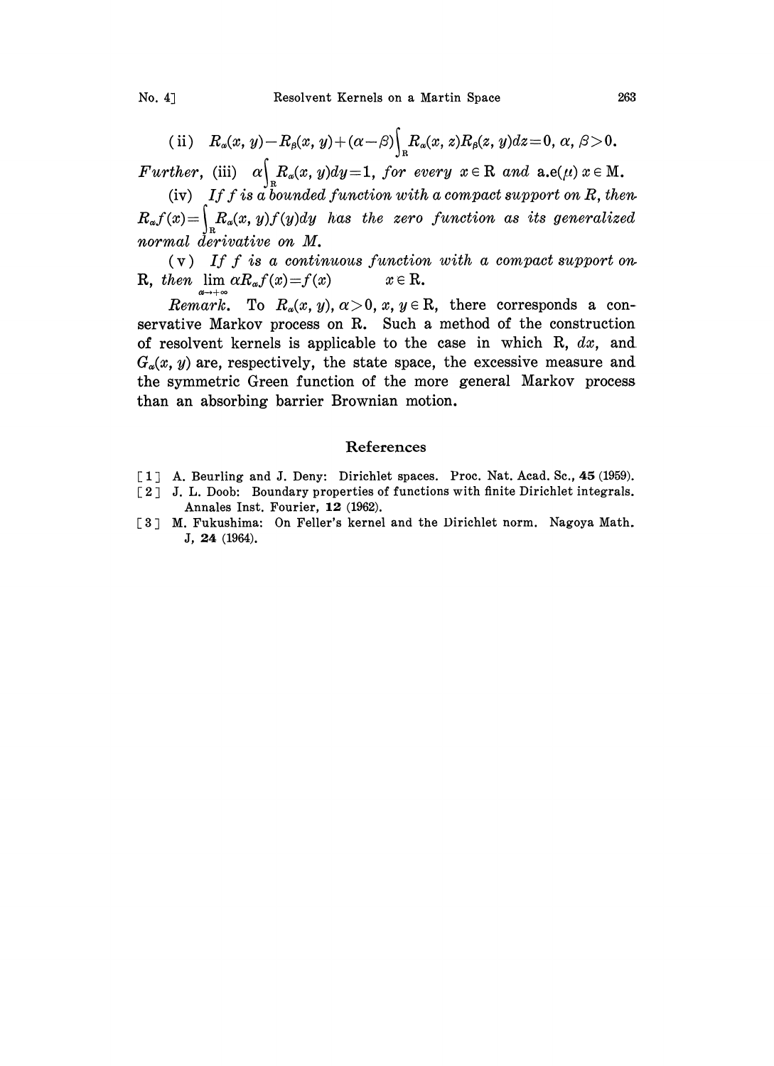(ii) $R_\alpha(x, y) - R_\beta(x, y) + (\alpha - \beta)\int_{\mathrm{R}} R_\alpha(x, z) R_\beta(z, y) dz = 0$, $\alpha, \beta > 0$.

*Further*, (iii) $\alpha \int_{\mathrm{R}} R_\alpha(x, y) dy = 1$, *for every* $x \in \mathrm{R}$ *and* a.e.$(\mu)$ $x \in \mathrm{M}$.

(iv) *If f is a bounded function with a compact support on R, then* $R_\alpha f(x) = \int_{\mathrm{R}} R_\alpha(x, y) f(y) dy$ *has the zero function as its generalized normal derivative on M.*

(v) *If f is a continuous function with a compact support on* R, *then* $\lim_{\alpha \to +\infty} \alpha R_\alpha f(x) = f(x) \qquad x \in \mathrm{R}$.

*Remark.* To $R_\alpha(x, y)$, $\alpha > 0$, $x, y \in \mathrm{R}$, there corresponds a conservative Markov process on R. Such a method of the construction of resolvent kernels is applicable to the case in which R, $dx$, and $G_\alpha(x, y)$ are, respectively, the state space, the excessive measure and the symmetric Green function of the more general Markov process than an absorbing barrier Brownian motion.

## References

[1] A. Beurling and J. Deny: Dirichlet spaces. Proc. Nat. Acad. Sc., **45** (1959).

[2] J. L. Doob: Boundary properties of functions with finite Dirichlet integrals. Annales Inst. Fourier, **12** (1962).

[3] M. Fukushima: On Feller's kernel and the Dirichlet norm. Nagoya Math. J, **24** (1964).